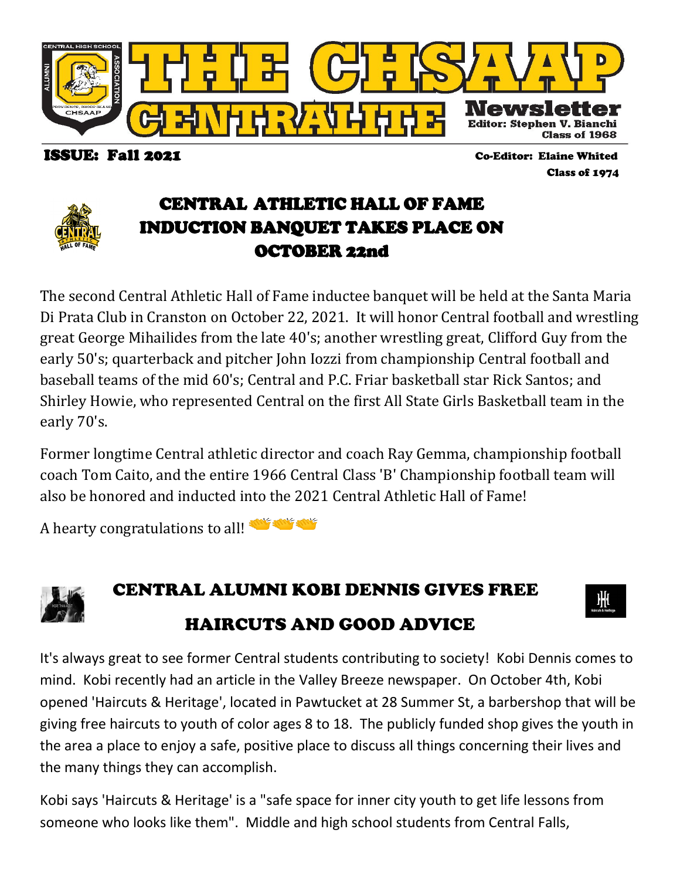# THE CHSAAP CENTRALITE Newsletter

Editor: Stephen V. Bianchi
Class of 1968

**ISSUE: Fall 2021**

Co-Editor: Elaine Whited
Class of 1974

## CENTRAL ATHLETIC HALL OF FAME INDUCTION BANQUET TAKES PLACE ON OCTOBER 22nd

The second Central Athletic Hall of Fame inductee banquet will be held at the Santa Maria Di Prata Club in Cranston on October 22, 2021. It will honor Central football and wrestling great George Mihailides from the late 40's; another wrestling great, Clifford Guy from the early 50's; quarterback and pitcher John Iozzi from championship Central football and baseball teams of the mid 60's; Central and P.C. Friar basketball star Rick Santos; and Shirley Howie, who represented Central on the first All State Girls Basketball team in the early 70's.

Former longtime Central athletic director and coach Ray Gemma, championship football coach Tom Caito, and the entire 1966 Central Class 'B' Championship football team will also be honored and inducted into the 2021 Central Athletic Hall of Fame!

A hearty congratulations to all! 👏👏👏

## CENTRAL ALUMNI KOBI DENNIS GIVES FREE HAIRCUTS AND GOOD ADVICE

It's always great to see former Central students contributing to society! Kobi Dennis comes to mind. Kobi recently had an article in the Valley Breeze newspaper. On October 4th, Kobi opened 'Haircuts & Heritage', located in Pawtucket at 28 Summer St, a barbershop that will be giving free haircuts to youth of color ages 8 to 18. The publicly funded shop gives the youth in the area a place to enjoy a safe, positive place to discuss all things concerning their lives and the many things they can accomplish.

Kobi says 'Haircuts & Heritage' is a "safe space for inner city youth to get life lessons from someone who looks like them". Middle and high school students from Central Falls,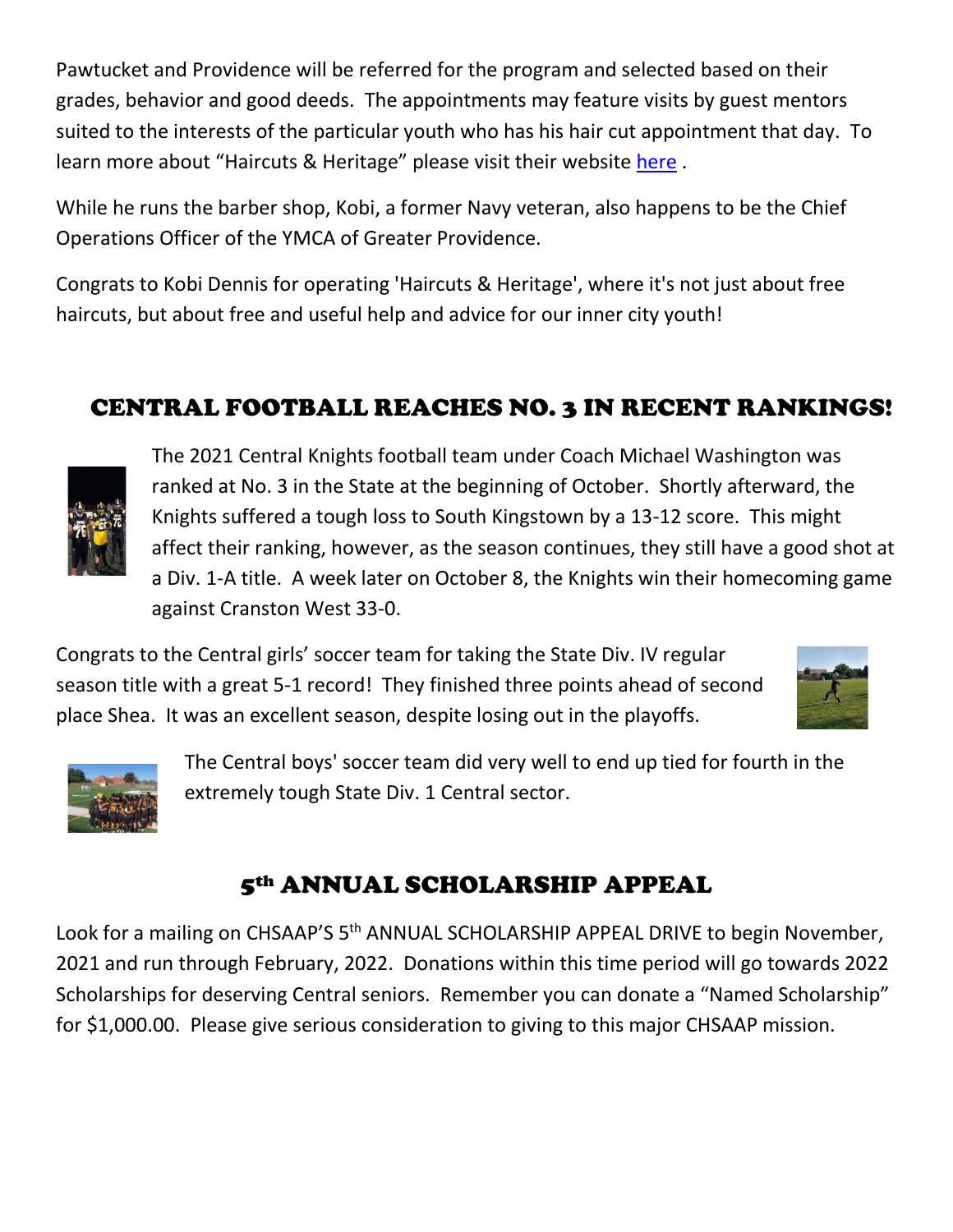Pawtucket and Providence will be referred for the program and selected based on their grades, behavior and good deeds. The appointments may feature visits by guest mentors suited to the interests of the particular youth who has his hair cut appointment that day. To learn more about "Haircuts & Heritage" please visit their website [here](#) .

While he runs the barber shop, Kobi, a former Navy veteran, also happens to be the Chief Operations Officer of the YMCA of Greater Providence.

Congrats to Kobi Dennis for operating 'Haircuts & Heritage', where it's not just about free haircuts, but about free and useful help and advice for our inner city youth!

## CENTRAL FOOTBALL REACHES NO. 3 IN RECENT RANKINGS!

The 2021 Central Knights football team under Coach Michael Washington was ranked at No. 3 in the State at the beginning of October. Shortly afterward, the Knights suffered a tough loss to South Kingstown by a 13-12 score. This might affect their ranking, however, as the season continues, they still have a good shot at a Div. 1-A title. A week later on October 8, the Knights win their homecoming game against Cranston West 33-0.

Congrats to the Central girls' soccer team for taking the State Div. IV regular season title with a great 5-1 record! They finished three points ahead of second place Shea. It was an excellent season, despite losing out in the playoffs.

The Central boys' soccer team did very well to end up tied for fourth in the extremely tough State Div. 1 Central sector.

## 5th ANNUAL SCHOLARSHIP APPEAL

Look for a mailing on CHSAAP'S 5th ANNUAL SCHOLARSHIP APPEAL DRIVE to begin November, 2021 and run through February, 2022. Donations within this time period will go towards 2022 Scholarships for deserving Central seniors. Remember you can donate a "Named Scholarship" for $1,000.00. Please give serious consideration to giving to this major CHSAAP mission.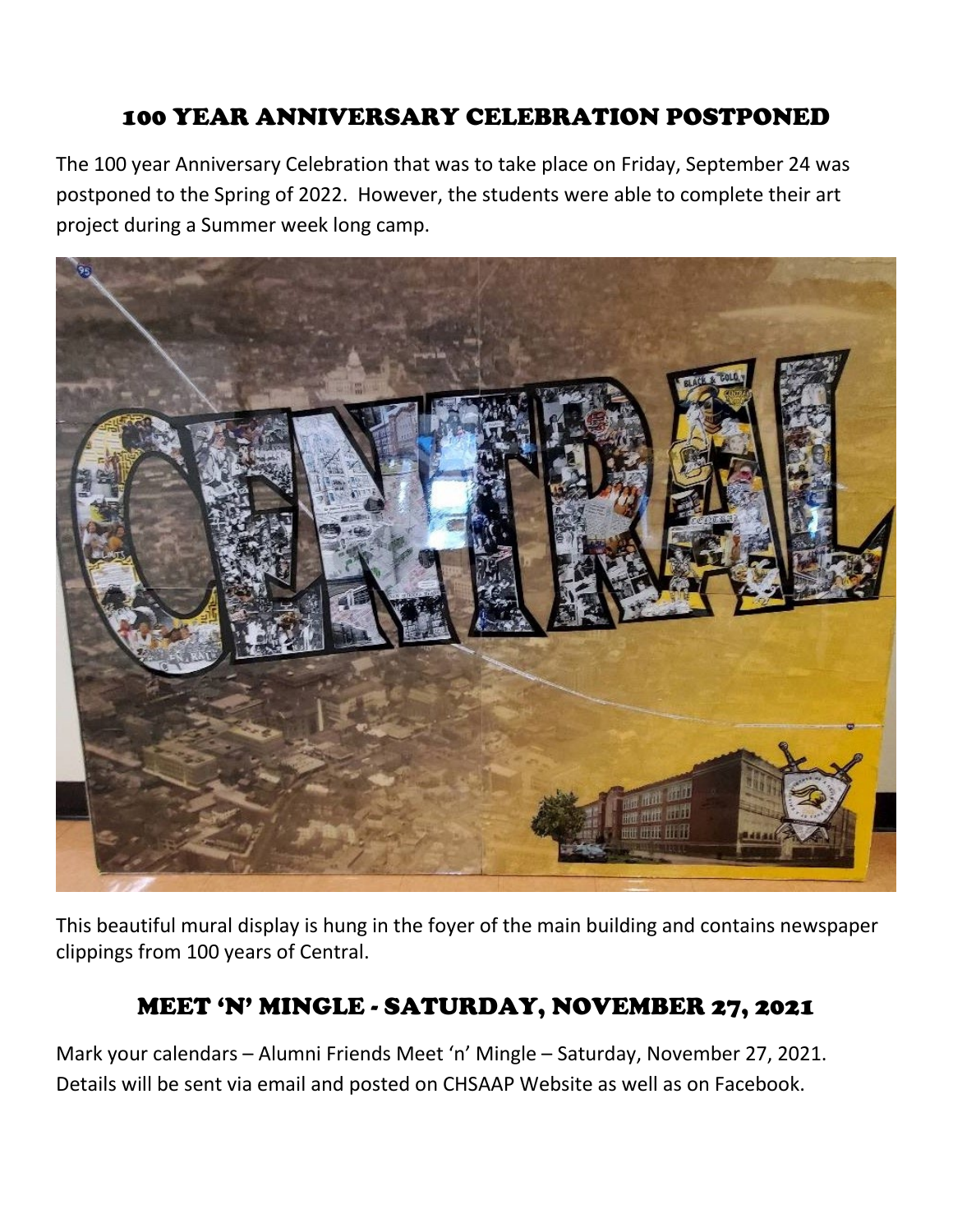## 100 YEAR ANNIVERSARY CELEBRATION POSTPONED

The 100 year Anniversary Celebration that was to take place on Friday, September 24 was postponed to the Spring of 2022. However, the students were able to complete their art project during a Summer week long camp.

This beautiful mural display is hung in the foyer of the main building and contains newspaper clippings from 100 years of Central.

## MEET 'N' MINGLE - SATURDAY, NOVEMBER 27, 2021

Mark your calendars – Alumni Friends Meet 'n' Mingle – Saturday, November 27, 2021. Details will be sent via email and posted on CHSAAP Website as well as on Facebook.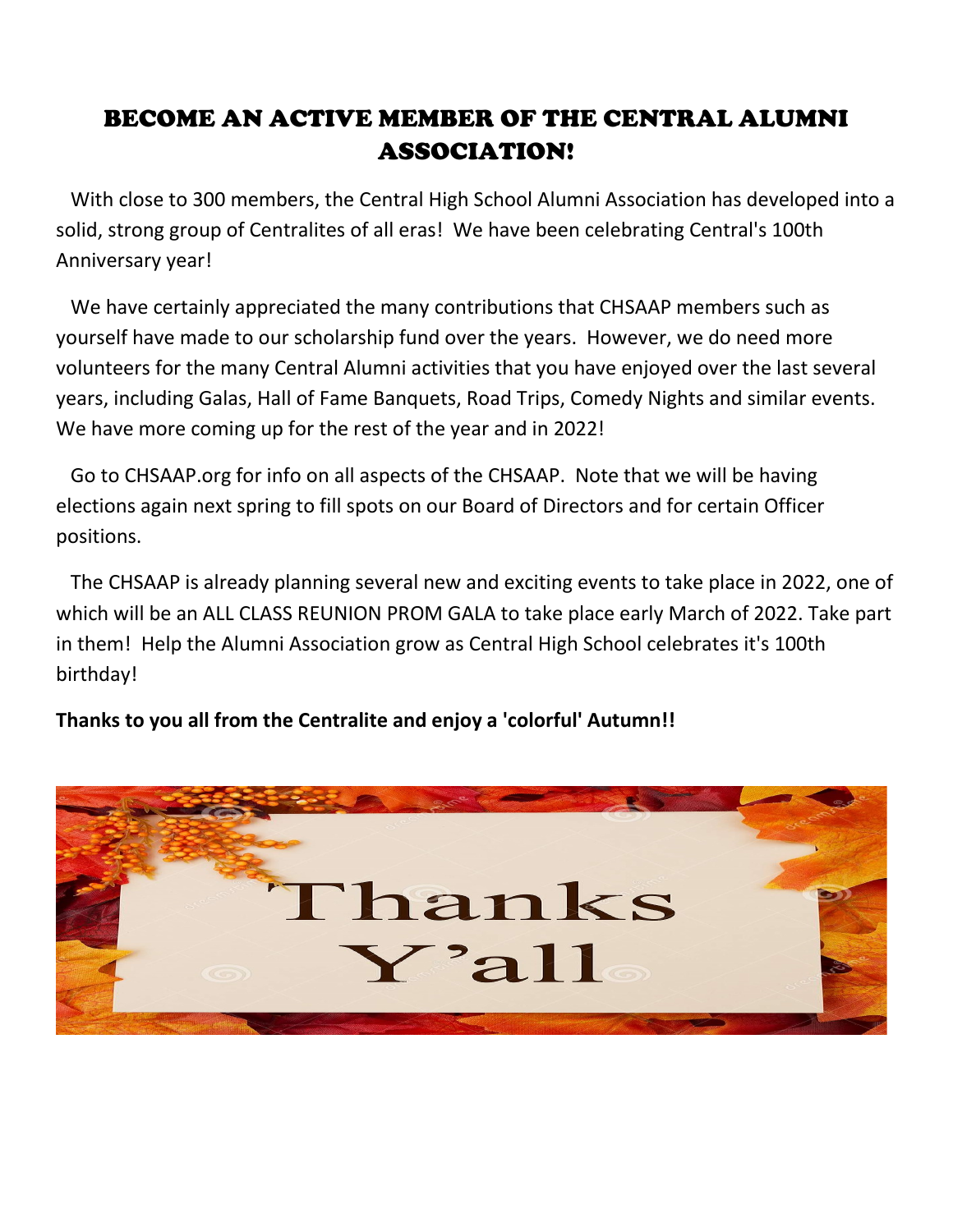# BECOME AN ACTIVE MEMBER OF THE CENTRAL ALUMNI ASSOCIATION!

With close to 300 members, the Central High School Alumni Association has developed into a solid, strong group of Centralites of all eras! We have been celebrating Central's 100th Anniversary year!

We have certainly appreciated the many contributions that CHSAAP members such as yourself have made to our scholarship fund over the years. However, we do need more volunteers for the many Central Alumni activities that you have enjoyed over the last several years, including Galas, Hall of Fame Banquets, Road Trips, Comedy Nights and similar events. We have more coming up for the rest of the year and in 2022!

Go to CHSAAP.org for info on all aspects of the CHSAAP. Note that we will be having elections again next spring to fill spots on our Board of Directors and for certain Officer positions.

The CHSAAP is already planning several new and exciting events to take place in 2022, one of which will be an ALL CLASS REUNION PROM GALA to take place early March of 2022. Take part in them! Help the Alumni Association grow as Central High School celebrates it's 100th birthday!

**Thanks to you all from the Centralite and enjoy a 'colorful' Autumn!!**

Thanks Y'all